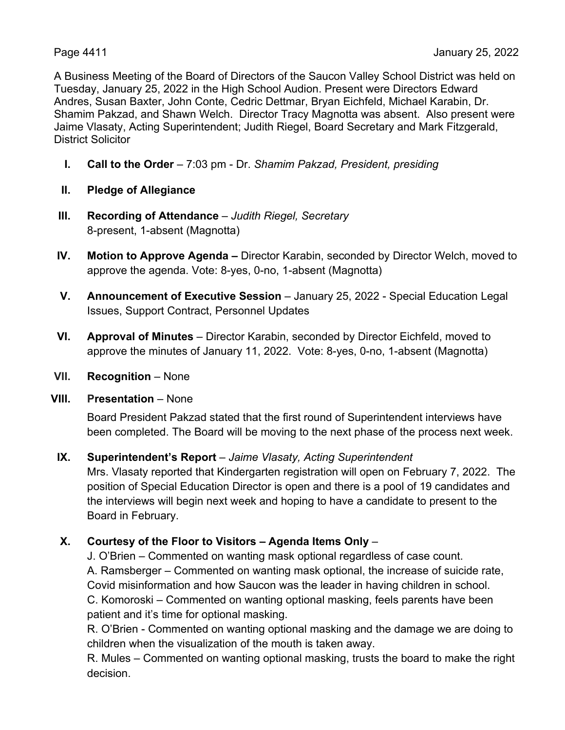A Business Meeting of the Board of Directors of the Saucon Valley School District was held on Tuesday, January 25, 2022 in the High School Audion. Present were Directors Edward Andres, Susan Baxter, John Conte, Cedric Dettmar, Bryan Eichfeld, Michael Karabin, Dr. Shamim Pakzad, and Shawn Welch. Director Tracy Magnotta was absent. Also present were Jaime Vlasaty, Acting Superintendent; Judith Riegel, Board Secretary and Mark Fitzgerald, District Solicitor

I. **Call to the Order** – 7:03 pm - Dr. *Shamim Pakzad, President, presiding*

II. **Pledge of Allegiance**

III. **Recording of Attendance** – *Judith Riegel, Secretary*
8-present, 1-absent (Magnotta)

IV. **Motion to Approve Agenda –** Director Karabin, seconded by Director Welch, moved to approve the agenda. Vote: 8-yes, 0-no, 1-absent (Magnotta)

V. **Announcement of Executive Session** – January 25, 2022 - Special Education Legal Issues, Support Contract, Personnel Updates

VI. **Approval of Minutes** – Director Karabin, seconded by Director Eichfeld, moved to approve the minutes of January 11, 2022. Vote: 8-yes, 0-no, 1-absent (Magnotta)

VII. **Recognition** – None

VIII. **Presentation** – None

Board President Pakzad stated that the first round of Superintendent interviews have been completed. The Board will be moving to the next phase of the process next week.

IX. **Superintendent's Report** – *Jaime Vlasaty, Acting Superintendent*
Mrs. Vlasaty reported that Kindergarten registration will open on February 7, 2022. The position of Special Education Director is open and there is a pool of 19 candidates and the interviews will begin next week and hoping to have a candidate to present to the Board in February.

X. **Courtesy of the Floor to Visitors – Agenda Items Only** –
J. O'Brien – Commented on wanting mask optional regardless of case count.
A. Ramsberger – Commented on wanting mask optional, the increase of suicide rate, Covid misinformation and how Saucon was the leader in having children in school.
C. Komoroski – Commented on wanting optional masking, feels parents have been patient and it's time for optional masking.
R. O'Brien - Commented on wanting optional masking and the damage we are doing to children when the visualization of the mouth is taken away.
R. Mules – Commented on wanting optional masking, trusts the board to make the right decision.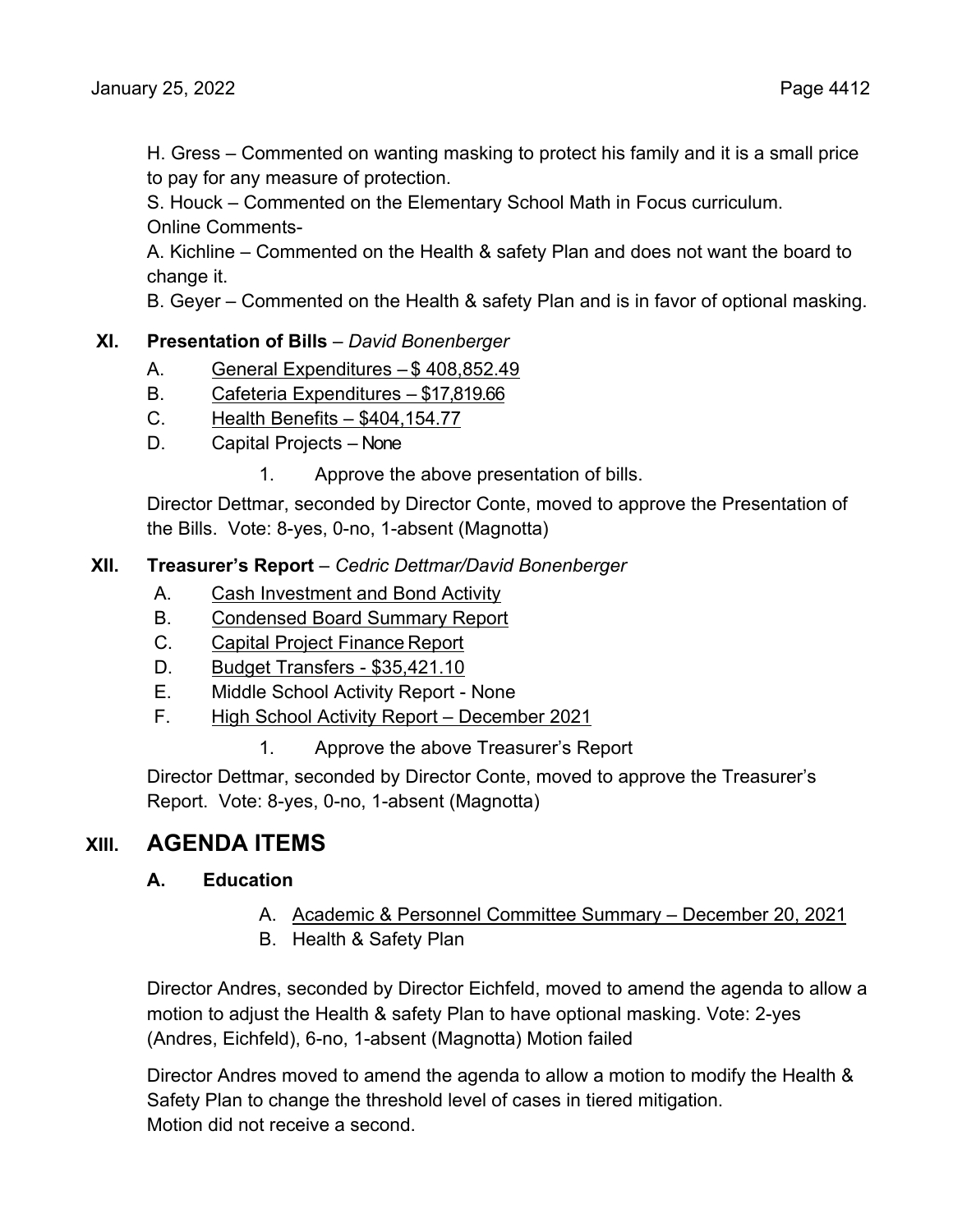H. Gress – Commented on wanting masking to protect his family and it is a small price to pay for any measure of protection.

S. Houck – Commented on the Elementary School Math in Focus curriculum.

Online Comments-

A. Kichline – Commented on the Health & safety Plan and does not want the board to change it.

B. Geyer – Commented on the Health & safety Plan and is in favor of optional masking.

**XI. Presentation of Bills** – *David Bonenberger*

A. General Expenditures – $ 408,852.49

B. Cafeteria Expenditures – $17,819.66

C. Health Benefits – $404,154.77

D. Capital Projects – None

1. Approve the above presentation of bills.

Director Dettmar, seconded by Director Conte, moved to approve the Presentation of the Bills. Vote: 8-yes, 0-no, 1-absent (Magnotta)

**XII. Treasurer's Report** – *Cedric Dettmar/David Bonenberger*

A. Cash Investment and Bond Activity

B. Condensed Board Summary Report

C. Capital Project Finance Report

D. Budget Transfers - $35,421.10

E. Middle School Activity Report - None

F. High School Activity Report – December 2021

1. Approve the above Treasurer's Report

Director Dettmar, seconded by Director Conte, moved to approve the Treasurer's Report. Vote: 8-yes, 0-no, 1-absent (Magnotta)

## XIII. AGENDA ITEMS

### A. Education

A. Academic & Personnel Committee Summary – December 20, 2021

B. Health & Safety Plan

Director Andres, seconded by Director Eichfeld, moved to amend the agenda to allow a motion to adjust the Health & safety Plan to have optional masking. Vote: 2-yes (Andres, Eichfeld), 6-no, 1-absent (Magnotta) Motion failed

Director Andres moved to amend the agenda to allow a motion to modify the Health & Safety Plan to change the threshold level of cases in tiered mitigation.
Motion did not receive a second.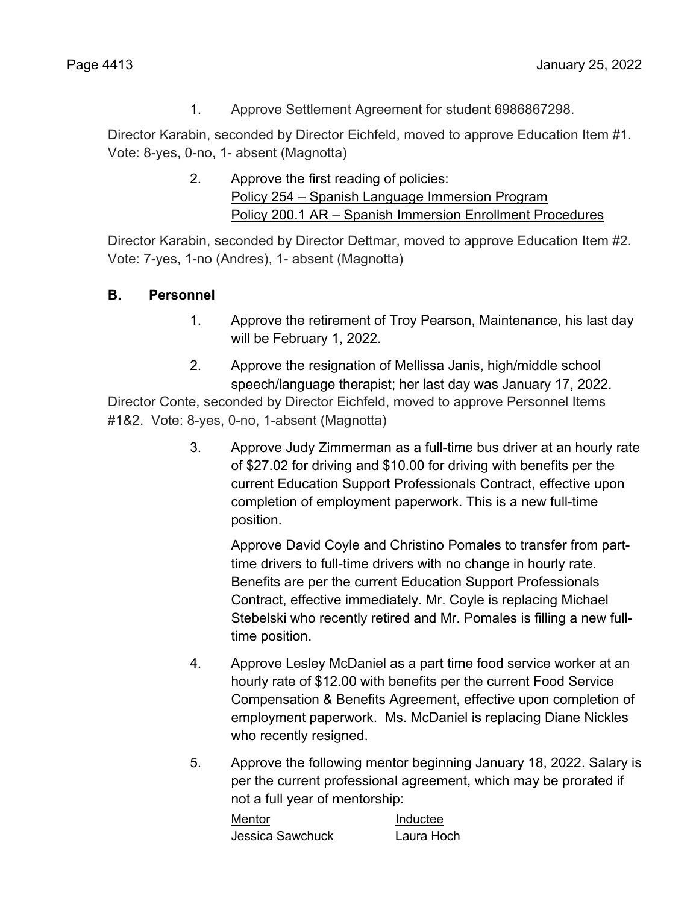1. Approve Settlement Agreement for student 6986867298.

Director Karabin, seconded by Director Eichfeld, moved to approve Education Item #1. Vote: 8-yes, 0-no, 1- absent (Magnotta)

2. Approve the first reading of policies:
   <u>Policy 254 – Spanish Language Immersion Program</u>
   <u>Policy 200.1 AR – Spanish Immersion Enrollment Procedures</u>

Director Karabin, seconded by Director Dettmar, moved to approve Education Item #2. Vote: 7-yes, 1-no (Andres), 1- absent (Magnotta)

### B. Personnel

1. Approve the retirement of Troy Pearson, Maintenance, his last day will be February 1, 2022.

2. Approve the resignation of Mellissa Janis, high/middle school speech/language therapist; her last day was January 17, 2022.

Director Conte, seconded by Director Eichfeld, moved to approve Personnel Items #1&2. Vote: 8-yes, 0-no, 1-absent (Magnotta)

3. Approve Judy Zimmerman as a full-time bus driver at an hourly rate of $27.02 for driving and $10.00 for driving with benefits per the current Education Support Professionals Contract, effective upon completion of employment paperwork. This is a new full-time position.

   Approve David Coyle and Christino Pomales to transfer from part-time drivers to full-time drivers with no change in hourly rate. Benefits are per the current Education Support Professionals Contract, effective immediately. Mr. Coyle is replacing Michael Stebelski who recently retired and Mr. Pomales is filling a new full-time position.

4. Approve Lesley McDaniel as a part time food service worker at an hourly rate of $12.00 with benefits per the current Food Service Compensation & Benefits Agreement, effective upon completion of employment paperwork. Ms. McDaniel is replacing Diane Nickles who recently resigned.

5. Approve the following mentor beginning January 18, 2022. Salary is per the current professional agreement, which may be prorated if not a full year of mentorship:

| Mentor | Inductee |
|---|---|
| Jessica Sawchuck | Laura Hoch |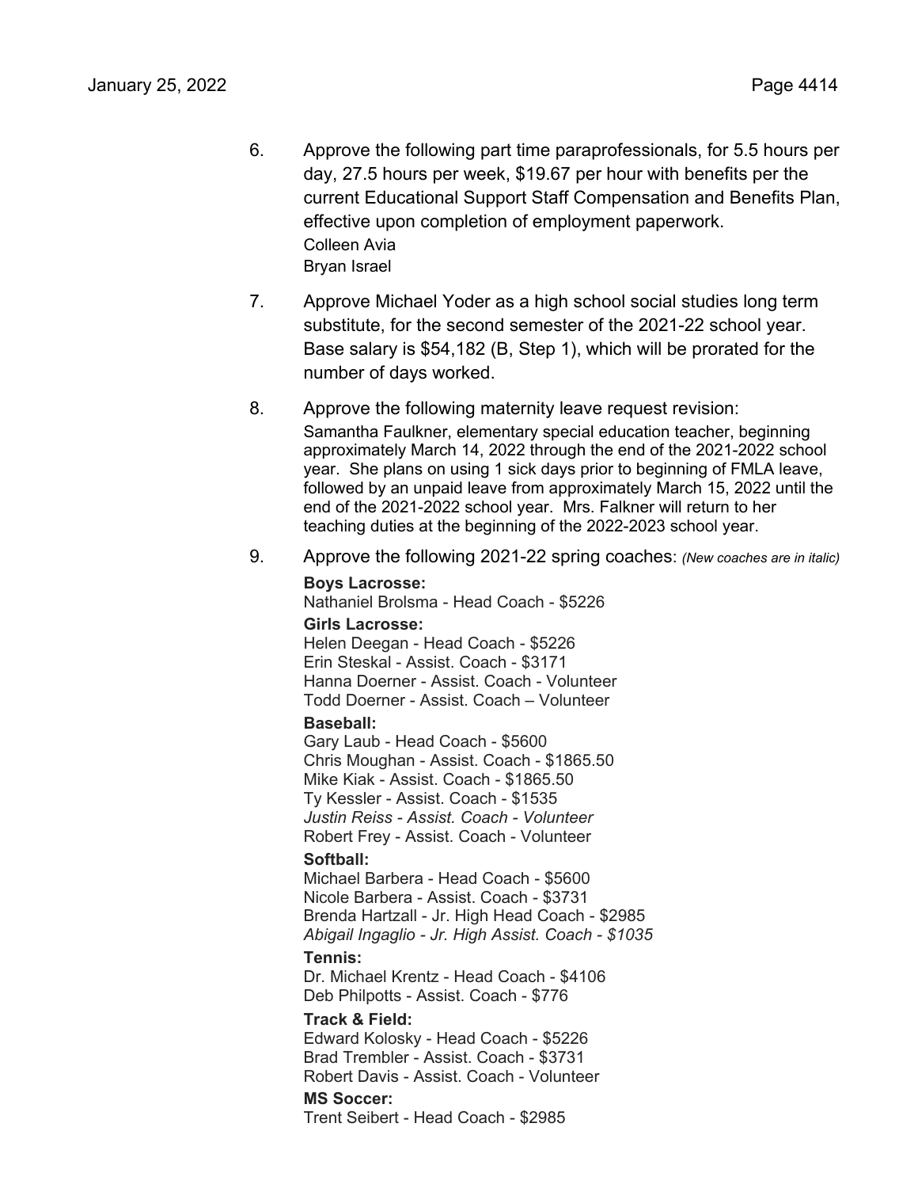6. Approve the following part time paraprofessionals, for 5.5 hours per day, 27.5 hours per week, $19.67 per hour with benefits per the current Educational Support Staff Compensation and Benefits Plan, effective upon completion of employment paperwork.
   Colleen Avia
   Bryan Israel

7. Approve Michael Yoder as a high school social studies long term substitute, for the second semester of the 2021-22 school year. Base salary is $54,182 (B, Step 1), which will be prorated for the number of days worked.

8. Approve the following maternity leave request revision:
   Samantha Faulkner, elementary special education teacher, beginning approximately March 14, 2022 through the end of the 2021-2022 school year. She plans on using 1 sick days prior to beginning of FMLA leave, followed by an unpaid leave from approximately March 15, 2022 until the end of the 2021-2022 school year. Mrs. Falkner will return to her teaching duties at the beginning of the 2022-2023 school year.

9. Approve the following 2021-22 spring coaches: *(New coaches are in italic)*

   **Boys Lacrosse:**
   Nathaniel Brolsma - Head Coach - $5226

   **Girls Lacrosse:**
   Helen Deegan - Head Coach - $5226
   Erin Steskal - Assist. Coach - $3171
   Hanna Doerner - Assist. Coach - Volunteer
   Todd Doerner - Assist. Coach – Volunteer

   **Baseball:**
   Gary Laub - Head Coach - $5600
   Chris Moughan - Assist. Coach - $1865.50
   Mike Kiak - Assist. Coach - $1865.50
   Ty Kessler - Assist. Coach - $1535
   *Justin Reiss - Assist. Coach - Volunteer*
   Robert Frey - Assist. Coach - Volunteer

   **Softball:**
   Michael Barbera - Head Coach - $5600
   Nicole Barbera - Assist. Coach - $3731
   Brenda Hartzall - Jr. High Head Coach - $2985
   *Abigail Ingaglio - Jr. High Assist. Coach - $1035*

   **Tennis:**
   Dr. Michael Krentz - Head Coach - $4106
   Deb Philpotts - Assist. Coach - $776

   **Track & Field:**
   Edward Kolosky - Head Coach - $5226
   Brad Trembler - Assist. Coach - $3731
   Robert Davis - Assist. Coach - Volunteer

   **MS Soccer:**
   Trent Seibert - Head Coach - $2985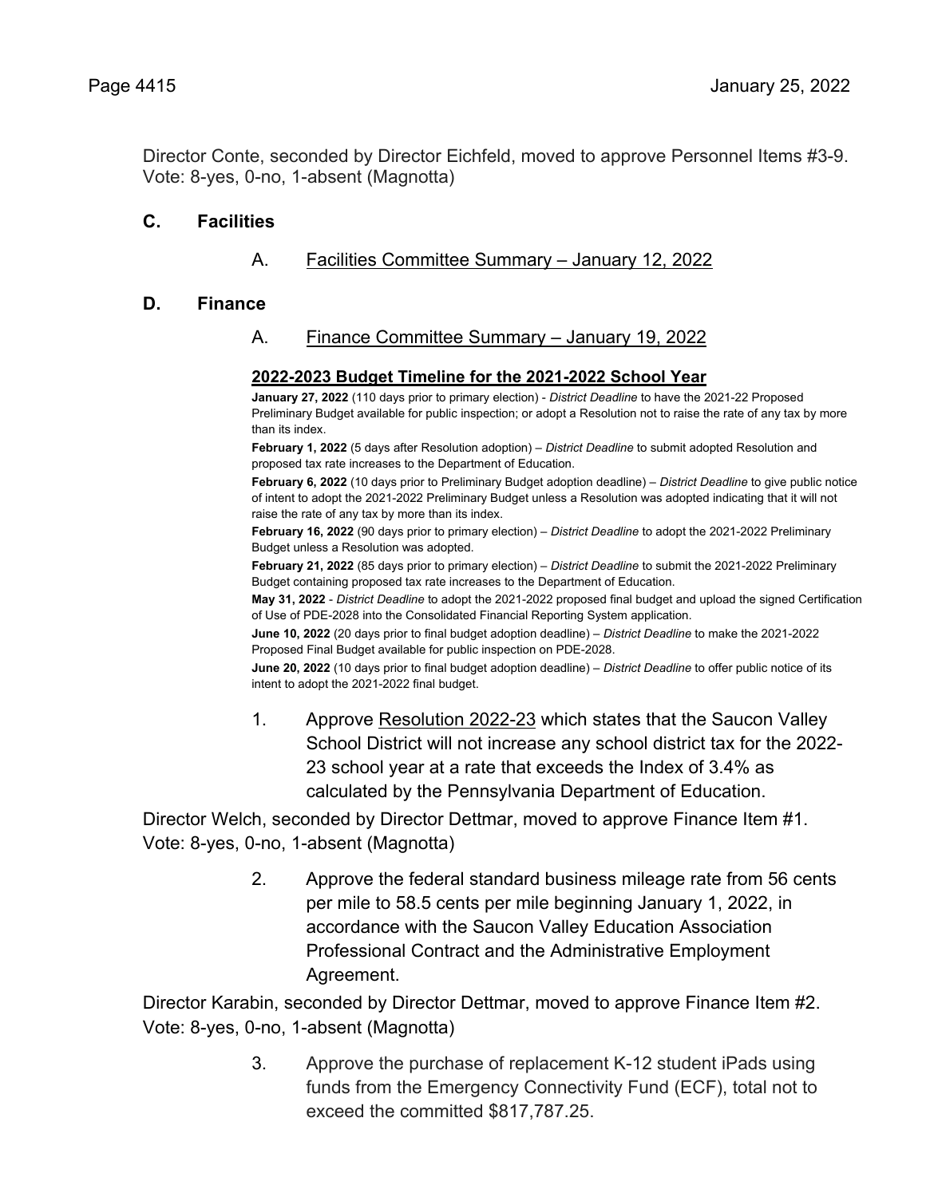Director Conte, seconded by Director Eichfeld, moved to approve Personnel Items #3-9.
Vote: 8-yes, 0-no, 1-absent (Magnotta)

## C. Facilities

A. Facilities Committee Summary – January 12, 2022

## D. Finance

A. Finance Committee Summary – January 19, 2022

**2022-2023 Budget Timeline for the 2021-2022 School Year**

**January 27, 2022** (110 days prior to primary election) - *District Deadline* to have the 2021-22 Proposed Preliminary Budget available for public inspection; or adopt a Resolution not to raise the rate of any tax by more than its index.

**February 1, 2022** (5 days after Resolution adoption) – *District Deadline* to submit adopted Resolution and proposed tax rate increases to the Department of Education.

**February 6, 2022** (10 days prior to Preliminary Budget adoption deadline) – *District Deadline* to give public notice of intent to adopt the 2021-2022 Preliminary Budget unless a Resolution was adopted indicating that it will not raise the rate of any tax by more than its index.

**February 16, 2022** (90 days prior to primary election) – *District Deadline* to adopt the 2021-2022 Preliminary Budget unless a Resolution was adopted.

**February 21, 2022** (85 days prior to primary election) – *District Deadline* to submit the 2021-2022 Preliminary Budget containing proposed tax rate increases to the Department of Education.

**May 31, 2022** - *District Deadline* to adopt the 2021-2022 proposed final budget and upload the signed Certification of Use of PDE-2028 into the Consolidated Financial Reporting System application.

**June 10, 2022** (20 days prior to final budget adoption deadline) – *District Deadline* to make the 2021-2022 Proposed Final Budget available for public inspection on PDE-2028.

**June 20, 2022** (10 days prior to final budget adoption deadline) – *District Deadline* to offer public notice of its intent to adopt the 2021-2022 final budget.

1. Approve Resolution 2022-23 which states that the Saucon Valley School District will not increase any school district tax for the 2022-23 school year at a rate that exceeds the Index of 3.4% as calculated by the Pennsylvania Department of Education.

Director Welch, seconded by Director Dettmar, moved to approve Finance Item #1.
Vote: 8-yes, 0-no, 1-absent (Magnotta)

2. Approve the federal standard business mileage rate from 56 cents per mile to 58.5 cents per mile beginning January 1, 2022, in accordance with the Saucon Valley Education Association Professional Contract and the Administrative Employment Agreement.

Director Karabin, seconded by Director Dettmar, moved to approve Finance Item #2.
Vote: 8-yes, 0-no, 1-absent (Magnotta)

3. Approve the purchase of replacement K-12 student iPads using funds from the Emergency Connectivity Fund (ECF), total not to exceed the committed $817,787.25.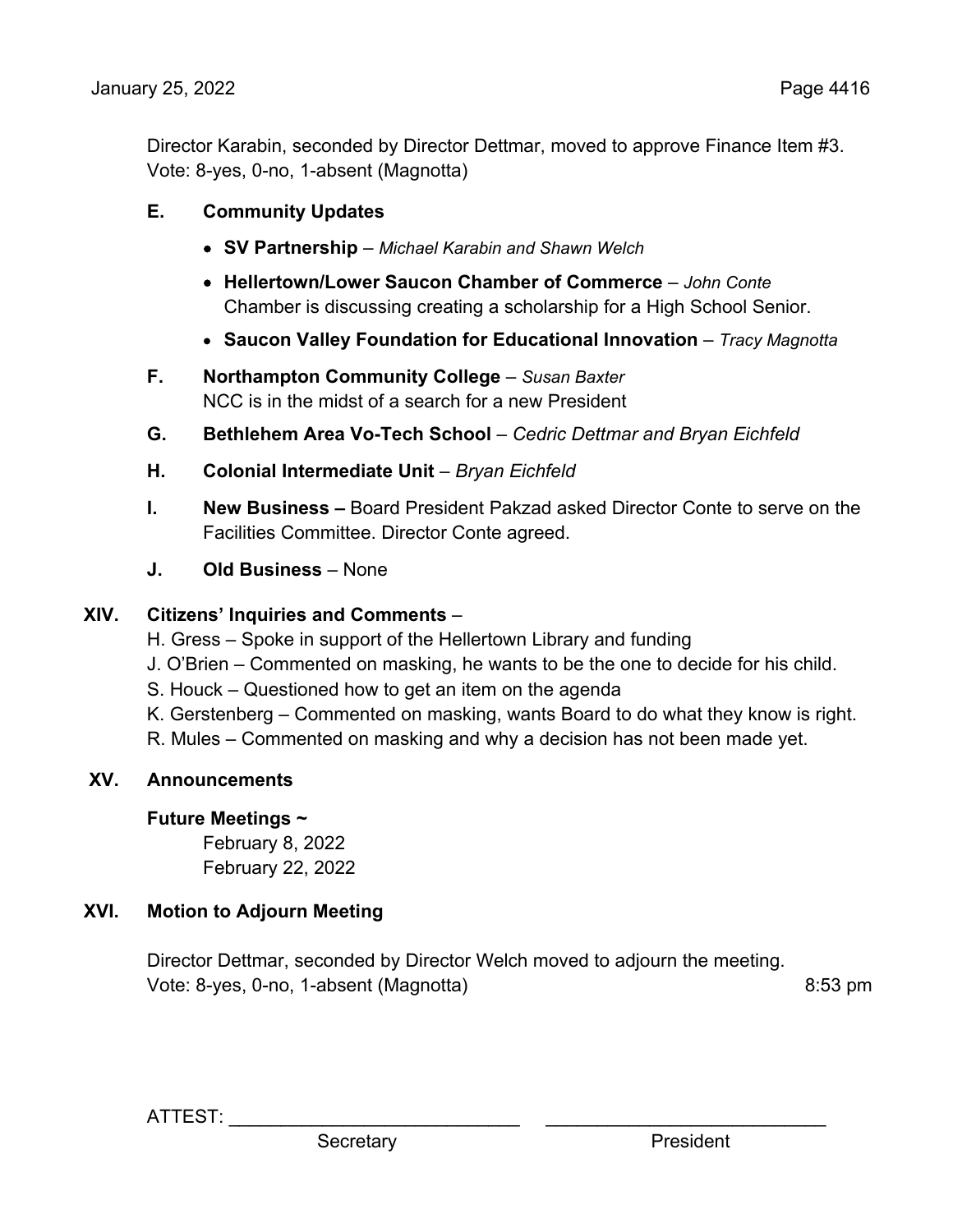Director Karabin, seconded by Director Dettmar, moved to approve Finance Item #3.
Vote: 8-yes, 0-no, 1-absent (Magnotta)

**E. Community Updates**

- **SV Partnership** – *Michael Karabin and Shawn Welch*
- **Hellertown/Lower Saucon Chamber of Commerce** – *John Conte*
  Chamber is discussing creating a scholarship for a High School Senior.
- **Saucon Valley Foundation for Educational Innovation** – *Tracy Magnotta*

**F. Northampton Community College** – *Susan Baxter*
NCC is in the midst of a search for a new President

**G. Bethlehem Area Vo-Tech School** – *Cedric Dettmar and Bryan Eichfeld*

**H. Colonial Intermediate Unit** – *Bryan Eichfeld*

**I. New Business –** Board President Pakzad asked Director Conte to serve on the Facilities Committee. Director Conte agreed.

**J. Old Business** – None

## XIV. Citizens' Inquiries and Comments –

H. Gress – Spoke in support of the Hellertown Library and funding
J. O'Brien – Commented on masking, he wants to be the one to decide for his child.
S. Houck – Questioned how to get an item on the agenda
K. Gerstenberg – Commented on masking, wants Board to do what they know is right.
R. Mules – Commented on masking and why a decision has not been made yet.

## XV. Announcements

**Future Meetings ~**

February 8, 2022
February 22, 2022

## XVI. Motion to Adjourn Meeting

Director Dettmar, seconded by Director Welch moved to adjourn the meeting.
Vote: 8-yes, 0-no, 1-absent (Magnotta) 8:53 pm

ATTEST: ____________________________ ____________________________

Secretary President